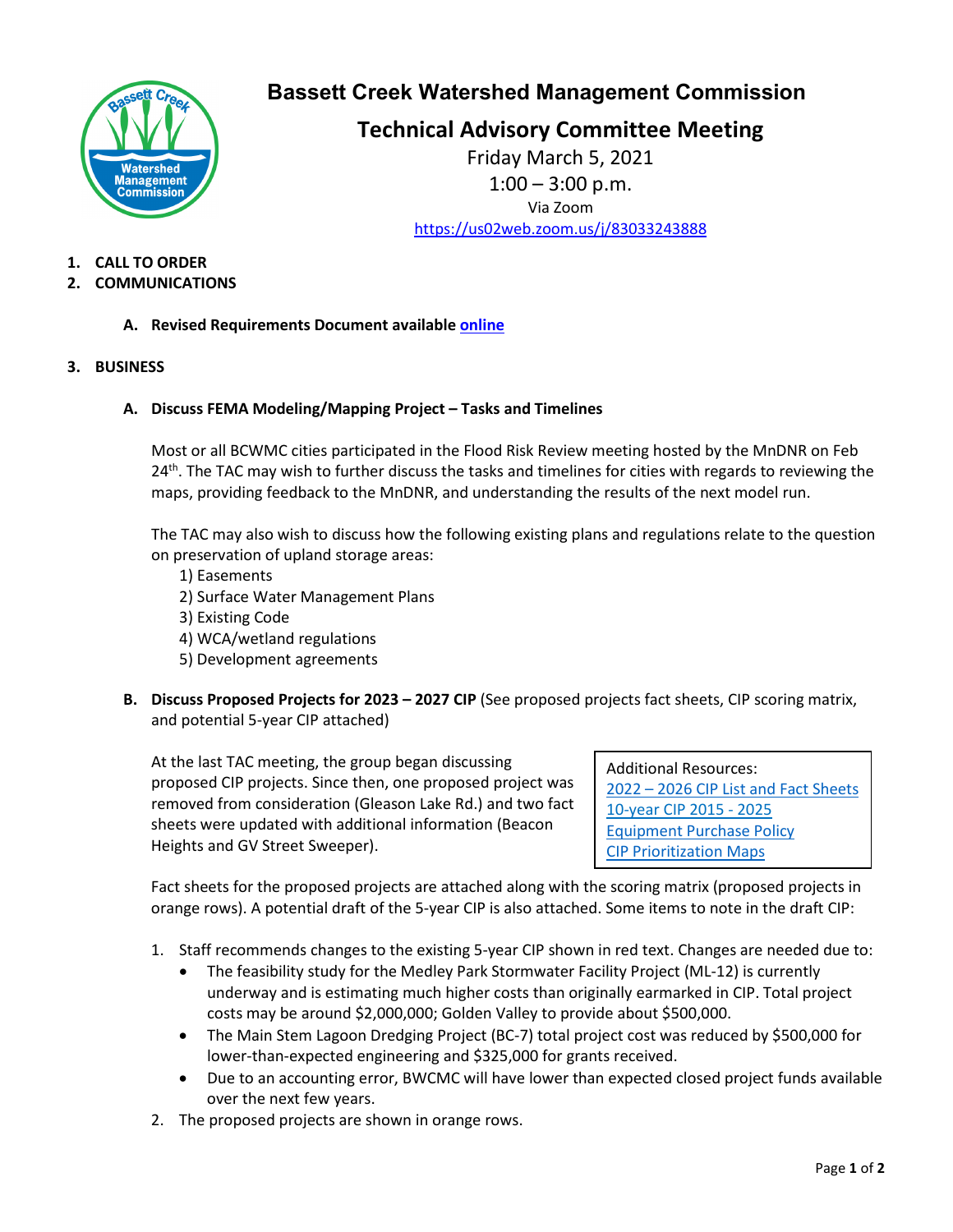# Bassett Creek Watershed Management Commission

## Technical Advisory Committee Meeting

Friday March 5, 2021
1:00 – 3:00 p.m.
Via Zoom
https://us02web.zoom.us/j/83033243888

1. **CALL TO ORDER**
2. **COMMUNICATIONS**

   A. **Revised Requirements Document available online**

3. **BUSINESS**

   A. **Discuss FEMA Modeling/Mapping Project – Tasks and Timelines**

   Most or all BCWMC cities participated in the Flood Risk Review meeting hosted by the MnDNR on Feb 24th. The TAC may wish to further discuss the tasks and timelines for cities with regards to reviewing the maps, providing feedback to the MnDNR, and understanding the results of the next model run.

   The TAC may also wish to discuss how the following existing plans and regulations relate to the question on preservation of upland storage areas:
   1) Easements
   2) Surface Water Management Plans
   3) Existing Code
   4) WCA/wetland regulations
   5) Development agreements

   B. **Discuss Proposed Projects for 2023 – 2027 CIP** (See proposed projects fact sheets, CIP scoring matrix, and potential 5-year CIP attached)

   At the last TAC meeting, the group began discussing proposed CIP projects. Since then, one proposed project was removed from consideration (Gleason Lake Rd.) and two fact sheets were updated with additional information (Beacon Heights and GV Street Sweeper).

   Additional Resources:
   2022 – 2026 CIP List and Fact Sheets
   10-year CIP 2015 - 2025
   Equipment Purchase Policy
   CIP Prioritization Maps

   Fact sheets for the proposed projects are attached along with the scoring matrix (proposed projects in orange rows). A potential draft of the 5-year CIP is also attached. Some items to note in the draft CIP:

   1. Staff recommends changes to the existing 5-year CIP shown in red text. Changes are needed due to:
      - The feasibility study for the Medley Park Stormwater Facility Project (ML-12) is currently underway and is estimating much higher costs than originally earmarked in CIP. Total project costs may be around $2,000,000; Golden Valley to provide about $500,000.
      - The Main Stem Lagoon Dredging Project (BC-7) total project cost was reduced by $500,000 for lower-than-expected engineering and $325,000 for grants received.
      - Due to an accounting error, BWCMC will have lower than expected closed project funds available over the next few years.
   2. The proposed projects are shown in orange rows.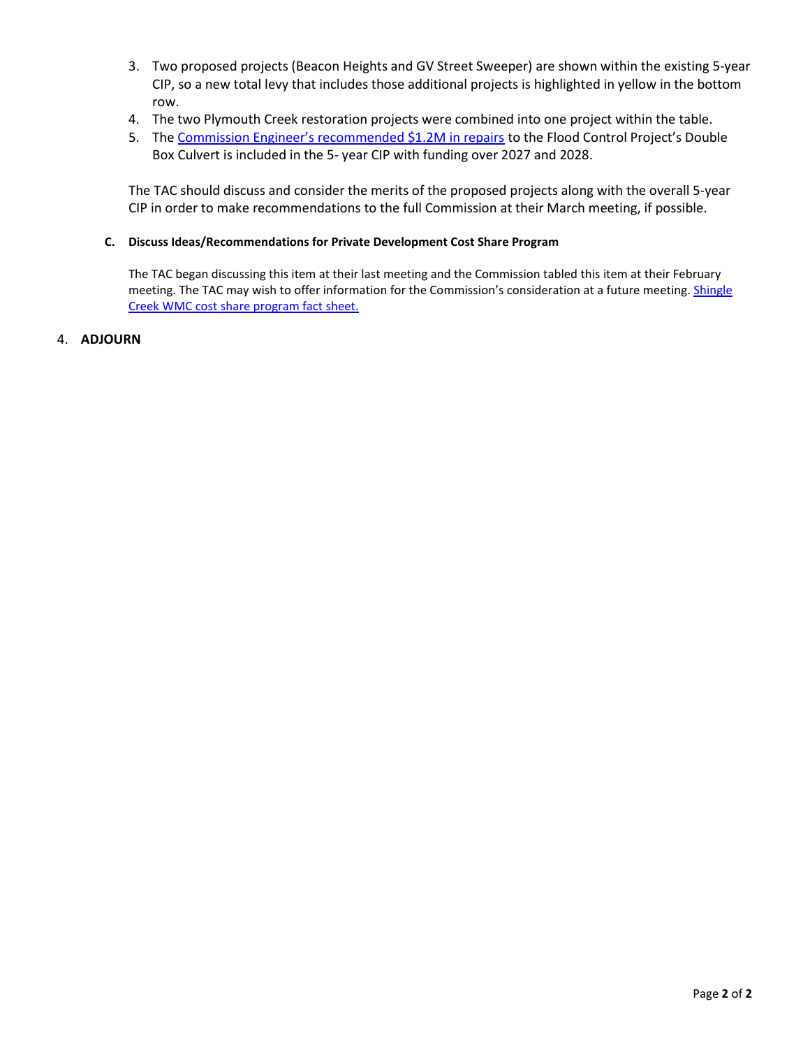3. Two proposed projects (Beacon Heights and GV Street Sweeper) are shown within the existing 5-year CIP, so a new total levy that includes those additional projects is highlighted in yellow in the bottom row.
4. The two Plymouth Creek restoration projects were combined into one project within the table.
5. The Commission Engineer's recommended $1.2M in repairs to the Flood Control Project's Double Box Culvert is included in the 5- year CIP with funding over 2027 and 2028.

The TAC should discuss and consider the merits of the proposed projects along with the overall 5-year CIP in order to make recommendations to the full Commission at their March meeting, if possible.

**C. Discuss Ideas/Recommendations for Private Development Cost Share Program**

The TAC began discussing this item at their last meeting and the Commission tabled this item at their February meeting. The TAC may wish to offer information for the Commission's consideration at a future meeting. Shingle Creek WMC cost share program fact sheet.

4. **ADJOURN**